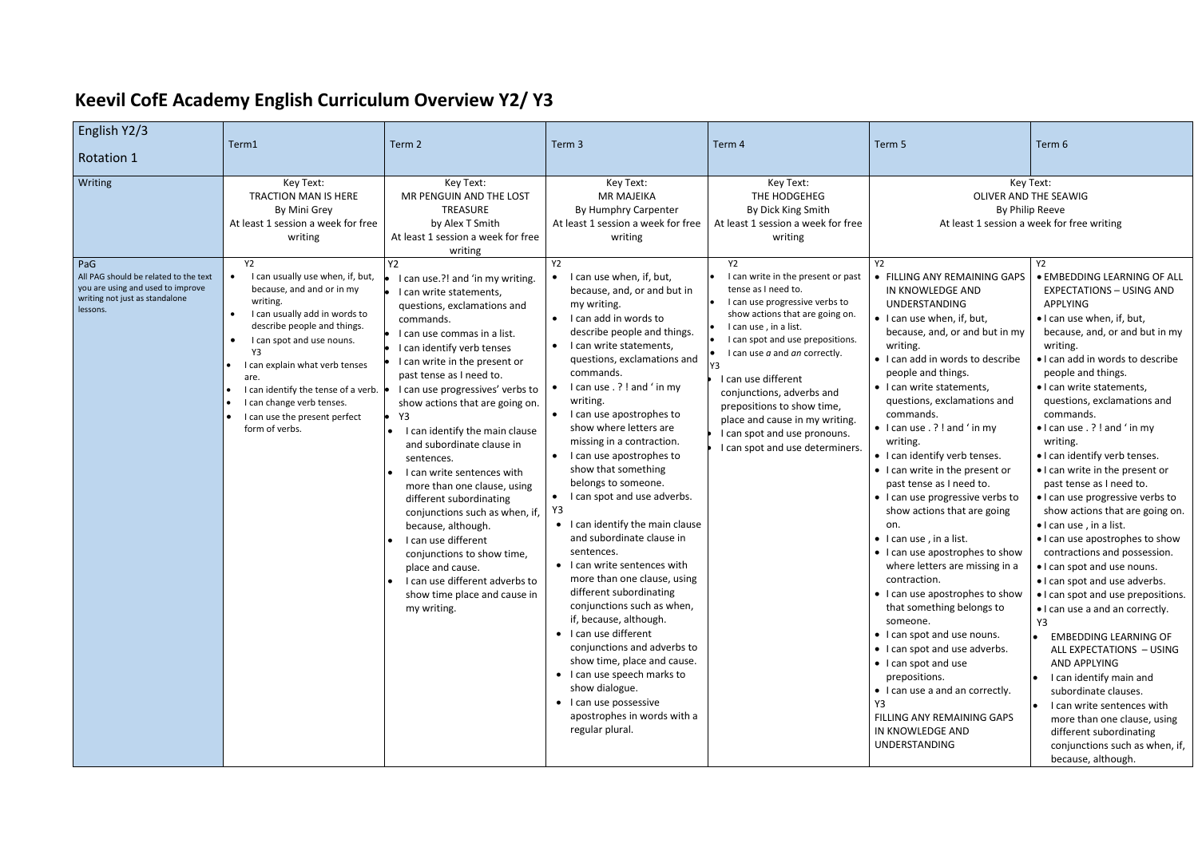# Keevil CofE Academy English Curriculum Overview Y2/ Y3

| English Y2/3<br><br>Rotation 1 | Term1 | Term 2 | Term 3 | Term 4 | Term 5 | Term 6 |
|---|---|---|---|---|---|---|
| Writing | Key Text:<br>TRACTION MAN IS HERE<br>By Mini Grey<br>At least 1 session a week for free writing | Key Text:<br>MR PENGUIN AND THE LOST TREASURE<br>by Alex T Smith<br>At least 1 session a week for free writing | Key Text:<br>MR MAJEIKA<br>By Humphry Carpenter<br>At least 1 session a week for free writing | Key Text:<br>THE HODGEHEG<br>By Dick King Smith<br>At least 1 session a week for free writing | Key Text:<br>OLIVER AND THE SEAWIG<br>By Philip Reeve<br>At least 1 session a week for free writing | |
| PaG<br>All PAG should be related to the text you are using and used to improve writing not just as standalone lessons. | Y2<br>• I can usually use when, if, but, because, and and or in my writing.<br>• I can usually add in words to describe people and things.<br>• I can spot and use nouns.<br>Y3<br>• I can explain what verb tenses are.<br>• I can identify the tense of a verb.<br>• I can change verb tenses.<br>• I can use the present perfect form of verbs. | Y2<br>• I can use.?! and 'in my writing.<br>• I can write statements, questions, exclamations and commands.<br>• I can use commas in a list.<br>• I can identify verb tenses<br>• I can write in the present or past tense as I need to.<br>• I can use progressives' verbs to show actions that are going on.<br>• Y3<br>• I can identify the main clause and subordinate clause in sentences.<br>• I can write sentences with more than one clause, using different subordinating conjunctions such as when, if, because, although.<br>• I can use different conjunctions to show time, place and cause.<br>• I can use different adverbs to show time place and cause in my writing. | Y2<br>• I can use when, if, but, because, and, or and but in my writing.<br>• I can add in words to describe people and things.<br>• I can write statements, questions, exclamations and commands.<br>• I can use . ? ! and ' in my writing.<br>• I can use apostrophes to show where letters are missing in a contraction.<br>• I can use apostrophes to show that something belongs to someone.<br>• I can spot and use adverbs.<br>Y3<br>• I can identify the main clause and subordinate clause in sentences.<br>• I can write sentences with more than one clause, using different subordinating conjunctions such as when, if, because, although.<br>• I can use different conjunctions and adverbs to show time, place and cause.<br>• I can use speech marks to show dialogue.<br>• I can use possessive apostrophes in words with a regular plural. | Y2<br>• I can write in the present or past tense as I need to.<br>• I can use progressive verbs to show actions that are going on.<br>• I can use , in a list.<br>• I can spot and use prepositions.<br>• I can use *a* and *an* correctly.<br>Y3<br>I can use different conjunctions, adverbs and prepositions to show time, place and cause in my writing.<br>• I can spot and use pronouns.<br>• I can spot and use determiners. | Y2<br>• FILLING ANY REMAINING GAPS IN KNOWLEDGE AND UNDERSTANDING<br>• I can use when, if, but, because, and, or and but in my writing.<br>• I can add in words to describe people and things.<br>• I can write statements, questions, exclamations and commands.<br>• I can use . ? ! and ' in my writing.<br>• I can identify verb tenses.<br>• I can write in the present or past tense as I need to.<br>• I can use progressive verbs to show actions that are going on.<br>• I can use , in a list.<br>• I can use apostrophes to show where letters are missing in a contraction.<br>• I can use apostrophes to show that something belongs to someone.<br>• I can spot and use nouns.<br>• I can spot and use adverbs.<br>• I can spot and use prepositions.<br>• I can use a and an correctly.<br>Y3<br>FILLING ANY REMAINING GAPS IN KNOWLEDGE AND UNDERSTANDING | Y2<br>• EMBEDDING LEARNING OF ALL EXPECTATIONS – USING AND APPLYING<br>• I can use when, if, but, because, and, or and but in my writing.<br>• I can add in words to describe people and things.<br>• I can write statements, questions, exclamations and commands.<br>• I can use . ? ! and ' in my writing.<br>• I can identify verb tenses.<br>• I can write in the present or past tense as I need to.<br>• I can use progressive verbs to show actions that are going on.<br>• I can use , in a list.<br>• I can use apostrophes to show contractions and possession.<br>• I can spot and use nouns.<br>• I can spot and use adverbs.<br>• I can spot and use prepositions.<br>• I can use a and an correctly.<br>Y3<br>• EMBEDDING LEARNING OF ALL EXPECTATIONS – USING AND APPLYING<br>• I can identify main and subordinate clauses.<br>• I can write sentences with more than one clause, using different subordinating conjunctions such as when, if, because, although. |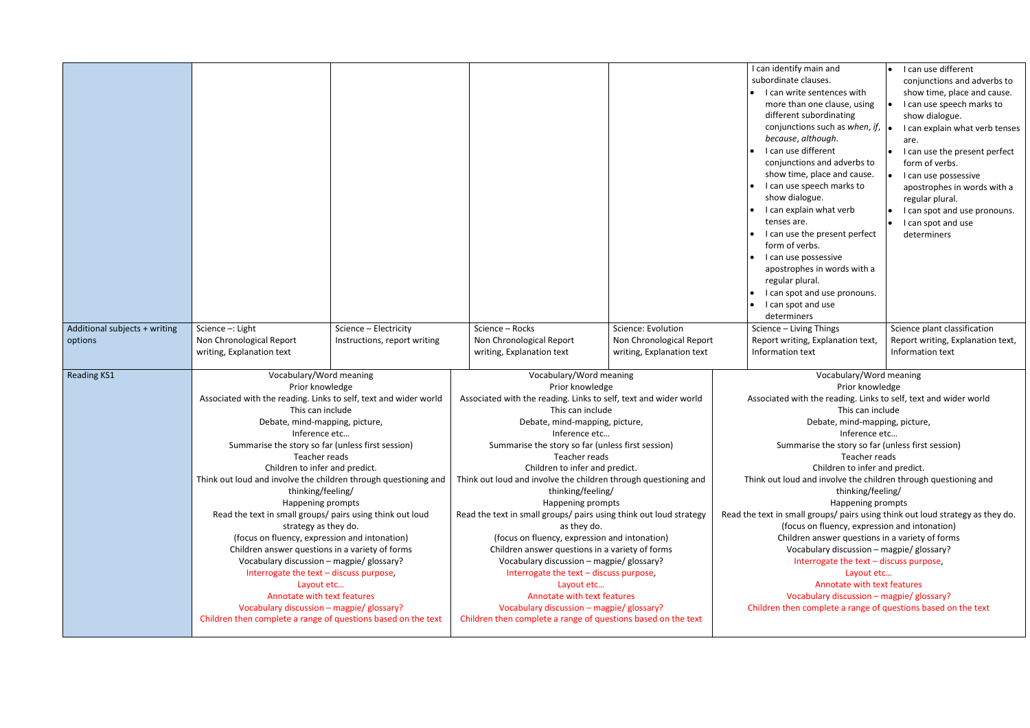| | | | | | | |
|---|---|---|---|---|---|---|
| | | | | | I can identify main and subordinate clauses.<br>• I can write sentences with more than one clause, using different subordinating conjunctions such as *when*, *if*, *because*, *although*.<br>• I can use different conjunctions and adverbs to show time, place and cause.<br>• I can use speech marks to show dialogue.<br>• I can explain what verb tenses are.<br>• I can use the present perfect form of verbs.<br>• I can use possessive apostrophes in words with a regular plural.<br>• I can spot and use pronouns.<br>• I can spot and use determiners | • I can use different conjunctions and adverbs to show time, place and cause.<br>• I can use speech marks to show dialogue.<br>• I can explain what verb tenses are.<br>• I can use the present perfect form of verbs.<br>• I can use possessive apostrophes in words with a regular plural.<br>• I can spot and use pronouns.<br>• I can spot and use determiners |
| Additional subjects + writing options | Science –: Light<br>Non Chronological Report writing, Explanation text | Science – Electricity<br>Instructions, report writing | Science – Rocks<br>Non Chronological Report writing, Explanation text | Science: Evolution<br>Non Chronological Report writing, Explanation text | Science – Living Things<br>Report writing, Explanation text, Information text | Science plant classification<br>Report writing, Explanation text, Information text |
| Reading KS1 | Vocabulary/Word meaning<br>Prior knowledge<br>Associated with the reading. Links to self, text and wider world<br>This can include<br>Debate, mind-mapping, picture,<br>Inference etc…<br>Summarise the story so far (unless first session)<br>Teacher reads<br>Children to infer and predict.<br>Think out loud and involve the children through questioning and thinking/feeling/<br>Happening prompts<br>Read the text in small groups/ pairs using think out loud strategy as they do.<br>(focus on fluency, expression and intonation)<br>Children answer questions in a variety of forms<br>Vocabulary discussion – magpie/ glossary?<br>Interrogate the text – discuss purpose,<br>Layout etc…<br>Annotate with text features<br>Vocabulary discussion – magpie/ glossary?<br>Children then complete a range of questions based on the text | | Vocabulary/Word meaning<br>Prior knowledge<br>Associated with the reading. Links to self, text and wider world<br>This can include<br>Debate, mind-mapping, picture,<br>Inference etc…<br>Summarise the story so far (unless first session)<br>Teacher reads<br>Children to infer and predict.<br>Think out loud and involve the children through questioning and thinking/feeling/<br>Happening prompts<br>Read the text in small groups/ pairs using think out loud strategy as they do.<br>(focus on fluency, expression and intonation)<br>Children answer questions in a variety of forms<br>Vocabulary discussion – magpie/ glossary?<br>Interrogate the text – discuss purpose,<br>Layout etc…<br>Annotate with text features<br>Vocabulary discussion – magpie/ glossary?<br>Children then complete a range of questions based on the text | | Vocabulary/Word meaning<br>Prior knowledge<br>Associated with the reading. Links to self, text and wider world<br>This can include<br>Debate, mind-mapping, picture,<br>Inference etc…<br>Summarise the story so far (unless first session)<br>Teacher reads<br>Children to infer and predict.<br>Think out loud and involve the children through questioning and thinking/feeling/<br>Happening prompts<br>Read the text in small groups/ pairs using think out loud strategy as they do.<br>(focus on fluency, expression and intonation)<br>Children answer questions in a variety of forms<br>Vocabulary discussion – magpie/ glossary?<br>Interrogate the text – discuss purpose,<br>Layout etc…<br>Annotate with text features<br>Vocabulary discussion – magpie/ glossary?<br>Children then complete a range of questions based on the text | |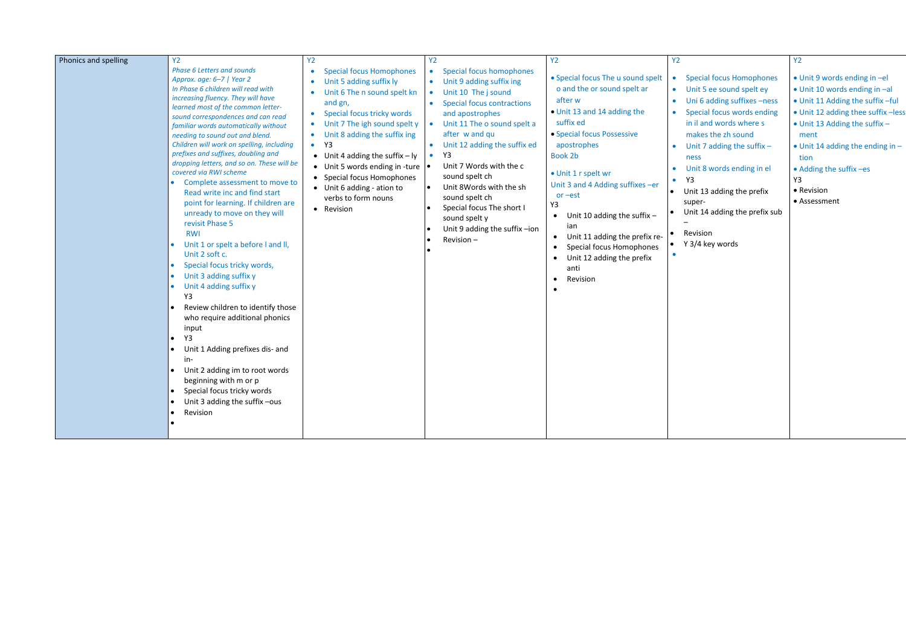| | | | | | | |
|---|---|---|---|---|---|---|
| Phonics and spelling | Y2<br>*Phase 6 Letters and sounds*<br>*Approx. age: 6–7 \| Year 2*<br>*In Phase 6 children will read with increasing fluency. They will have learned most of the common letter-sound correspondences and can read familiar words automatically without needing to sound out and blend. Children will work on spelling, including prefixes and suffixes, doubling and dropping letters, and so on. These will be covered via RWI scheme*<br>• Complete assessment to move to Read write inc and find start point for learning. If children are unready to move on they will revisit Phase 5 RWI<br>• Unit 1 or spelt a before l and ll, Unit 2 soft c.<br>• Special focus tricky words,<br>• Unit 3 adding suffix y<br>• Unit 4 adding suffix y<br>Y3<br>• Review children to identify those who require additional phonics input<br>• Y3<br>• Unit 1 Adding prefixes dis- and in-<br>• Unit 2 adding im to root words beginning with m or p<br>• Special focus tricky words<br>• Unit 3 adding the suffix –ous<br>• Revision<br>• | Y2<br>• Special focus Homophones<br>• Unit 5 adding suffix ly<br>• Unit 6 The n sound spelt kn and gn,<br>• Special focus tricky words<br>• Unit 7 The igh sound spelt y<br>• Unit 8 adding the suffix ing<br>• Y3<br>• Unit 4 adding the suffix – ly<br>• Unit 5 words ending in -ture<br>• Special focus Homophones<br>• Unit 6 adding - ation to verbs to form nouns<br>• Revision | Y2<br>• Special focus homophones<br>• Unit 9 adding suffix ing<br>• Unit 10 The j sound<br>• Special focus contractions and apostrophes<br>• Unit 11 The o sound spelt a after w and qu<br>• Unit 12 adding the suffix ed<br>• Y3<br>• Unit 7 Words with the c sound spelt ch<br>• Unit 8Words with the sh sound spelt ch<br>• Special focus The short I sound spelt y<br>• Unit 9 adding the suffix –ion<br>• Revision –<br>• | Y2<br>• Special focus The u sound spelt o and the or sound spelt ar after w<br>• Unit 13 and 14 adding the suffix ed<br>• Special focus Possessive apostrophes<br>Book 2b<br>• Unit 1 r spelt wr<br>Unit 3 and 4 Adding suffixes –er or –est<br>Y3<br>• Unit 10 adding the suffix –ian<br>• Unit 11 adding the prefix re-<br>• Special focus Homophones<br>• Unit 12 adding the prefix anti<br>• Revision<br>• | Y2<br>• Special focus Homophones<br>• Unit 5 ee sound spelt ey<br>• Uni 6 adding suffixes –ness<br>• Special focus words ending in il and words where s makes the zh sound<br>• Unit 7 adding the suffix –ness<br>• Unit 8 words ending in el<br>• Y3<br>• Unit 13 adding the prefix super-<br>• Unit 14 adding the prefix sub –<br>• Revision<br>• Y 3/4 key words<br>• | Y2<br>• Unit 9 words ending in –el<br>• Unit 10 words ending in –al<br>• Unit 11 Adding the suffix –ful<br>• Unit 12 adding thee suffix –less<br>• Unit 13 Adding the suffix –ment<br>• Unit 14 adding the ending in –tion<br>• Adding the suffix –es<br>Y3<br>• Revision<br>• Assessment |